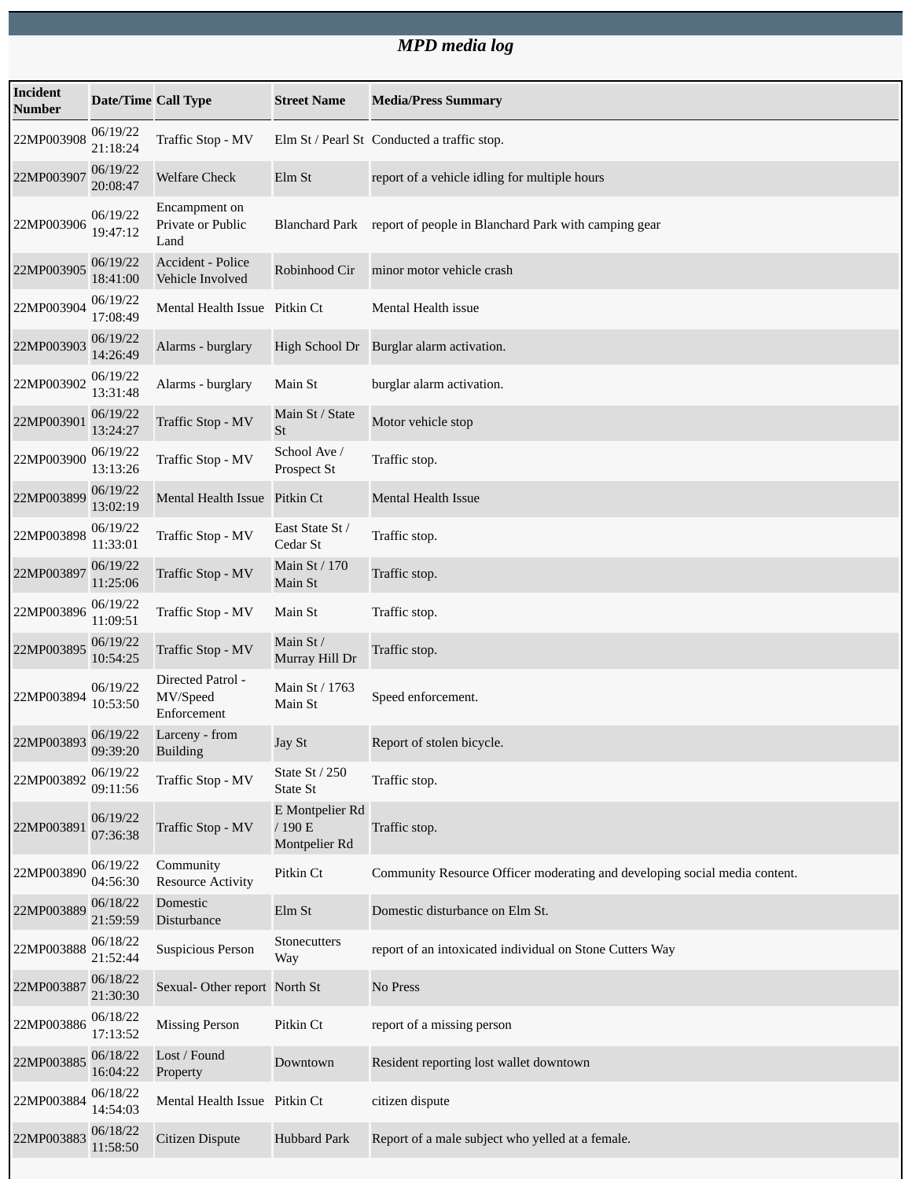*MPD media log*

| Incident Number | Date/Time | Call Type | Street Name | Media/Press Summary |
|---|---|---|---|---|
| 22MP003908 | 06/19/22 21:18:24 | Traffic Stop - MV | Elm St / Pearl St | Conducted a traffic stop. |
| 22MP003907 | 06/19/22 20:08:47 | Welfare Check | Elm St | report of a vehicle idling for multiple hours |
| 22MP003906 | 06/19/22 19:47:12 | Encampment on Private or Public Land | Blanchard Park | report of people in Blanchard Park with camping gear |
| 22MP003905 | 06/19/22 18:41:00 | Accident - Police Vehicle Involved | Robinhood Cir | minor motor vehicle crash |
| 22MP003904 | 06/19/22 17:08:49 | Mental Health Issue | Pitkin Ct | Mental Health issue |
| 22MP003903 | 06/19/22 14:26:49 | Alarms - burglary | High School Dr | Burglar alarm activation. |
| 22MP003902 | 06/19/22 13:31:48 | Alarms - burglary | Main St | burglar alarm activation. |
| 22MP003901 | 06/19/22 13:24:27 | Traffic Stop - MV | Main St / State St | Motor vehicle stop |
| 22MP003900 | 06/19/22 13:13:26 | Traffic Stop - MV | School Ave / Prospect St | Traffic stop. |
| 22MP003899 | 06/19/22 13:02:19 | Mental Health Issue | Pitkin Ct | Mental Health Issue |
| 22MP003898 | 06/19/22 11:33:01 | Traffic Stop - MV | East State St / Cedar St | Traffic stop. |
| 22MP003897 | 06/19/22 11:25:06 | Traffic Stop - MV | Main St / 170 Main St | Traffic stop. |
| 22MP003896 | 06/19/22 11:09:51 | Traffic Stop - MV | Main St | Traffic stop. |
| 22MP003895 | 06/19/22 10:54:25 | Traffic Stop - MV | Main St / Murray Hill Dr | Traffic stop. |
| 22MP003894 | 06/19/22 10:53:50 | Directed Patrol - MV/Speed Enforcement | Main St / 1763 Main St | Speed enforcement. |
| 22MP003893 | 06/19/22 09:39:20 | Larceny - from Building | Jay St | Report of stolen bicycle. |
| 22MP003892 | 06/19/22 09:11:56 | Traffic Stop - MV | State St / 250 State St | Traffic stop. |
| 22MP003891 | 06/19/22 07:36:38 | Traffic Stop - MV | E Montpelier Rd / 190 E Montpelier Rd | Traffic stop. |
| 22MP003890 | 06/19/22 04:56:30 | Community Resource Activity | Pitkin Ct | Community Resource Officer moderating and developing social media content. |
| 22MP003889 | 06/18/22 21:59:59 | Domestic Disturbance | Elm St | Domestic disturbance on Elm St. |
| 22MP003888 | 06/18/22 21:52:44 | Suspicious Person | Stonecutters Way | report of an intoxicated individual on Stone Cutters Way |
| 22MP003887 | 06/18/22 21:30:30 | Sexual- Other report | North St | No Press |
| 22MP003886 | 06/18/22 17:13:52 | Missing Person | Pitkin Ct | report of a missing person |
| 22MP003885 | 06/18/22 16:04:22 | Lost / Found Property | Downtown | Resident reporting lost wallet downtown |
| 22MP003884 | 06/18/22 14:54:03 | Mental Health Issue | Pitkin Ct | citizen dispute |
| 22MP003883 | 06/18/22 11:58:50 | Citizen Dispute | Hubbard Park | Report of a male subject who yelled at a female. |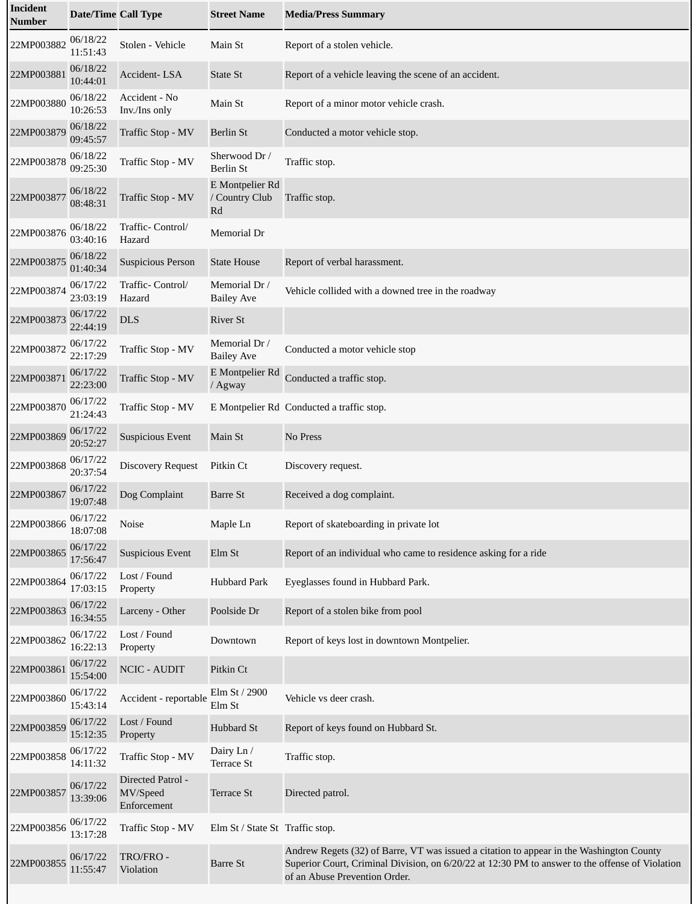| Incident Number | Date/Time | Call Type | Street Name | Media/Press Summary |
|---|---|---|---|---|
| 22MP003882 | 06/18/22 11:51:43 | Stolen - Vehicle | Main St | Report of a stolen vehicle. |
| 22MP003881 | 06/18/22 10:44:01 | Accident- LSA | State St | Report of a vehicle leaving the scene of an accident. |
| 22MP003880 | 06/18/22 10:26:53 | Accident - No Inv./Ins only | Main St | Report of a minor motor vehicle crash. |
| 22MP003879 | 06/18/22 09:45:57 | Traffic Stop - MV | Berlin St | Conducted a motor vehicle stop. |
| 22MP003878 | 06/18/22 09:25:30 | Traffic Stop - MV | Sherwood Dr / Berlin St | Traffic stop. |
| 22MP003877 | 06/18/22 08:48:31 | Traffic Stop - MV | E Montpelier Rd / Country Club Rd | Traffic stop. |
| 22MP003876 | 06/18/22 03:40:16 | Traffic- Control/ Hazard | Memorial Dr | |
| 22MP003875 | 06/18/22 01:40:34 | Suspicious Person | State House | Report of verbal harassment. |
| 22MP003874 | 06/17/22 23:03:19 | Traffic- Control/ Hazard | Memorial Dr / Bailey Ave | Vehicle collided with a downed tree in the roadway |
| 22MP003873 | 06/17/22 22:44:19 | DLS | River St | |
| 22MP003872 | 06/17/22 22:17:29 | Traffic Stop - MV | Memorial Dr / Bailey Ave | Conducted a motor vehicle stop |
| 22MP003871 | 06/17/22 22:23:00 | Traffic Stop - MV | E Montpelier Rd / Agway | Conducted a traffic stop. |
| 22MP003870 | 06/17/22 21:24:43 | Traffic Stop - MV | E Montpelier Rd | Conducted a traffic stop. |
| 22MP003869 | 06/17/22 20:52:27 | Suspicious Event | Main St | No Press |
| 22MP003868 | 06/17/22 20:37:54 | Discovery Request | Pitkin Ct | Discovery request. |
| 22MP003867 | 06/17/22 19:07:48 | Dog Complaint | Barre St | Received a dog complaint. |
| 22MP003866 | 06/17/22 18:07:08 | Noise | Maple Ln | Report of skateboarding in private lot |
| 22MP003865 | 06/17/22 17:56:47 | Suspicious Event | Elm St | Report of an individual who came to residence asking for a ride |
| 22MP003864 | 06/17/22 17:03:15 | Lost / Found Property | Hubbard Park | Eyeglasses found in Hubbard Park. |
| 22MP003863 | 06/17/22 16:34:55 | Larceny - Other | Poolside Dr | Report of a stolen bike from pool |
| 22MP003862 | 06/17/22 16:22:13 | Lost / Found Property | Downtown | Report of keys lost in downtown Montpelier. |
| 22MP003861 | 06/17/22 15:54:00 | NCIC - AUDIT | Pitkin Ct | |
| 22MP003860 | 06/17/22 15:43:14 | Accident - reportable | Elm St / 2900 Elm St | Vehicle vs deer crash. |
| 22MP003859 | 06/17/22 15:12:35 | Lost / Found Property | Hubbard St | Report of keys found on Hubbard St. |
| 22MP003858 | 06/17/22 14:11:32 | Traffic Stop - MV | Dairy Ln / Terrace St | Traffic stop. |
| 22MP003857 | 06/17/22 13:39:06 | Directed Patrol - MV/Speed Enforcement | Terrace St | Directed patrol. |
| 22MP003856 | 06/17/22 13:17:28 | Traffic Stop - MV | Elm St / State St | Traffic stop. |
| 22MP003855 | 06/17/22 11:55:47 | TRO/FRO - Violation | Barre St | Andrew Regets (32) of Barre, VT was issued a citation to appear in the Washington County Superior Court, Criminal Division, on 6/20/22 at 12:30 PM to answer to the offense of Violation of an Abuse Prevention Order. |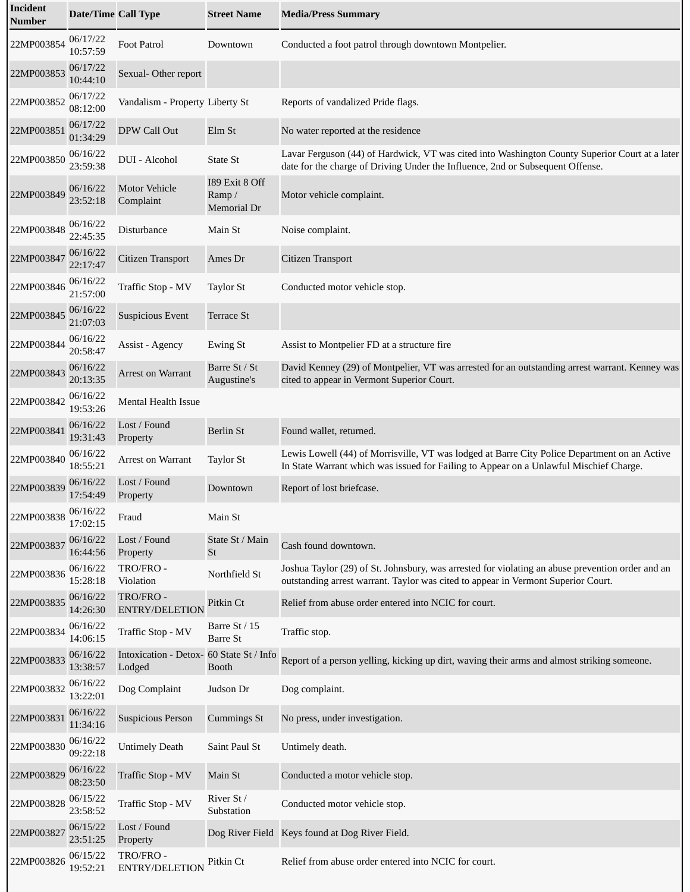| Incident Number | Date/Time | Call Type | Street Name | Media/Press Summary |
| --- | --- | --- | --- | --- |
| 22MP003854 | 06/17/22 10:57:59 | Foot Patrol | Downtown | Conducted a foot patrol through downtown Montpelier. |
| 22MP003853 | 06/17/22 10:44:10 | Sexual- Other report | | |
| 22MP003852 | 06/17/22 08:12:00 | Vandalism - Property | Liberty St | Reports of vandalized Pride flags. |
| 22MP003851 | 06/17/22 01:34:29 | DPW Call Out | Elm St | No water reported at the residence |
| 22MP003850 | 06/16/22 23:59:38 | DUI - Alcohol | State St | Lavar Ferguson (44) of Hardwick, VT was cited into Washington County Superior Court at a later date for the charge of Driving Under the Influence, 2nd or Subsequent Offense. |
| 22MP003849 | 06/16/22 23:52:18 | Motor Vehicle Complaint | I89 Exit 8 Off Ramp / Memorial Dr | Motor vehicle complaint. |
| 22MP003848 | 06/16/22 22:45:35 | Disturbance | Main St | Noise complaint. |
| 22MP003847 | 06/16/22 22:17:47 | Citizen Transport | Ames Dr | Citizen Transport |
| 22MP003846 | 06/16/22 21:57:00 | Traffic Stop - MV | Taylor St | Conducted motor vehicle stop. |
| 22MP003845 | 06/16/22 21:07:03 | Suspicious Event | Terrace St | |
| 22MP003844 | 06/16/22 20:58:47 | Assist - Agency | Ewing St | Assist to Montpelier FD at a structure fire |
| 22MP003843 | 06/16/22 20:13:35 | Arrest on Warrant | Barre St / St Augustine's | David Kenney (29) of Montpelier, VT was arrested for an outstanding arrest warrant. Kenney was cited to appear in Vermont Superior Court. |
| 22MP003842 | 06/16/22 19:53:26 | Mental Health Issue | | |
| 22MP003841 | 06/16/22 19:31:43 | Lost / Found Property | Berlin St | Found wallet, returned. |
| 22MP003840 | 06/16/22 18:55:21 | Arrest on Warrant | Taylor St | Lewis Lowell (44) of Morrisville, VT was lodged at Barre City Police Department on an Active In State Warrant which was issued for Failing to Appear on a Unlawful Mischief Charge. |
| 22MP003839 | 06/16/22 17:54:49 | Lost / Found Property | Downtown | Report of lost briefcase. |
| 22MP003838 | 06/16/22 17:02:15 | Fraud | Main St | |
| 22MP003837 | 06/16/22 16:44:56 | Lost / Found Property | State St / Main St | Cash found downtown. |
| 22MP003836 | 06/16/22 15:28:18 | TRO/FRO - Violation | Northfield St | Joshua Taylor (29) of St. Johnsbury, was arrested for violating an abuse prevention order and an outstanding arrest warrant. Taylor was cited to appear in Vermont Superior Court. |
| 22MP003835 | 06/16/22 14:26:30 | TRO/FRO - ENTRY/DELETION | Pitkin Ct | Relief from abuse order entered into NCIC for court. |
| 22MP003834 | 06/16/22 14:06:15 | Traffic Stop - MV | Barre St / 15 Barre St | Traffic stop. |
| 22MP003833 | 06/16/22 13:38:57 | Intoxication - Detox-Lodged | 60 State St / Info Booth | Report of a person yelling, kicking up dirt, waving their arms and almost striking someone. |
| 22MP003832 | 06/16/22 13:22:01 | Dog Complaint | Judson Dr | Dog complaint. |
| 22MP003831 | 06/16/22 11:34:16 | Suspicious Person | Cummings St | No press, under investigation. |
| 22MP003830 | 06/16/22 09:22:18 | Untimely Death | Saint Paul St | Untimely death. |
| 22MP003829 | 06/16/22 08:23:50 | Traffic Stop - MV | Main St | Conducted a motor vehicle stop. |
| 22MP003828 | 06/15/22 23:58:52 | Traffic Stop - MV | River St / Substation | Conducted motor vehicle stop. |
| 22MP003827 | 06/15/22 23:51:25 | Lost / Found Property | Dog River Field | Keys found at Dog River Field. |
| 22MP003826 | 06/15/22 19:52:21 | TRO/FRO - ENTRY/DELETION | Pitkin Ct | Relief from abuse order entered into NCIC for court. |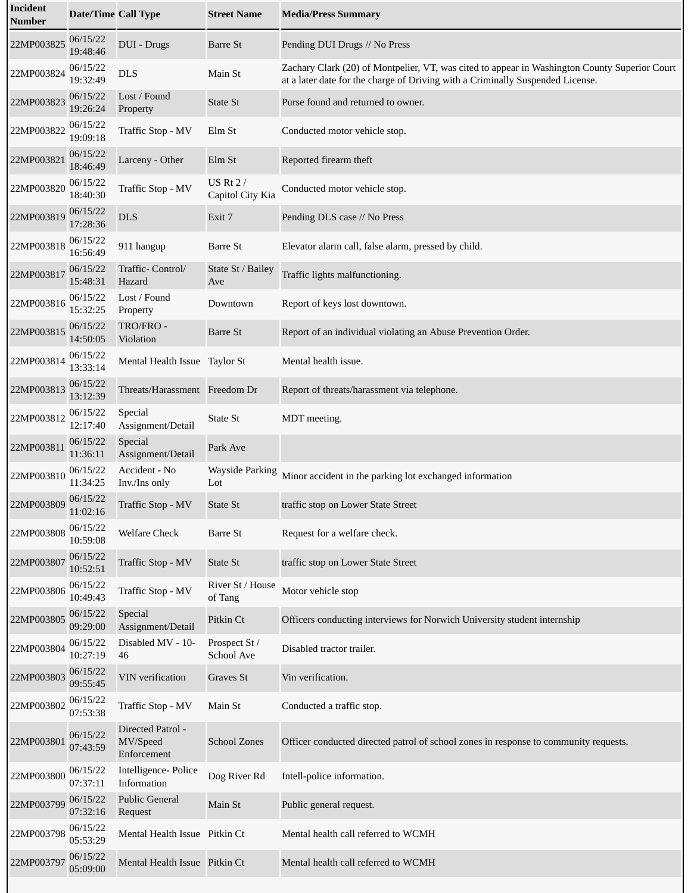| Incident Number | Date/Time | Call Type | Street Name | Media/Press Summary |
|---|---|---|---|---|
| 22MP003825 | 06/15/22 19:48:46 | DUI - Drugs | Barre St | Pending DUI Drugs // No Press |
| 22MP003824 | 06/15/22 19:32:49 | DLS | Main St | Zachary Clark (20) of Montpelier, VT, was cited to appear in Washington County Superior Court at a later date for the charge of Driving with a Criminally Suspended License. |
| 22MP003823 | 06/15/22 19:26:24 | Lost / Found Property | State St | Purse found and returned to owner. |
| 22MP003822 | 06/15/22 19:09:18 | Traffic Stop - MV | Elm St | Conducted motor vehicle stop. |
| 22MP003821 | 06/15/22 18:46:49 | Larceny - Other | Elm St | Reported firearm theft |
| 22MP003820 | 06/15/22 18:40:30 | Traffic Stop - MV | US Rt 2 / Capitol City Kia | Conducted motor vehicle stop. |
| 22MP003819 | 06/15/22 17:28:36 | DLS | Exit 7 | Pending DLS case // No Press |
| 22MP003818 | 06/15/22 16:56:49 | 911 hangup | Barre St | Elevator alarm call, false alarm, pressed by child. |
| 22MP003817 | 06/15/22 15:48:31 | Traffic- Control/ Hazard | State St / Bailey Ave | Traffic lights malfunctioning. |
| 22MP003816 | 06/15/22 15:32:25 | Lost / Found Property | Downtown | Report of keys lost downtown. |
| 22MP003815 | 06/15/22 14:50:05 | TRO/FRO - Violation | Barre St | Report of an individual violating an Abuse Prevention Order. |
| 22MP003814 | 06/15/22 13:33:14 | Mental Health Issue | Taylor St | Mental health issue. |
| 22MP003813 | 06/15/22 13:12:39 | Threats/Harassment | Freedom Dr | Report of threats/harassment via telephone. |
| 22MP003812 | 06/15/22 12:17:40 | Special Assignment/Detail | State St | MDT meeting. |
| 22MP003811 | 06/15/22 11:36:11 | Special Assignment/Detail | Park Ave | |
| 22MP003810 | 06/15/22 11:34:25 | Accident - No Inv./Ins only | Wayside Parking Lot | Minor accident in the parking lot exchanged information |
| 22MP003809 | 06/15/22 11:02:16 | Traffic Stop - MV | State St | traffic stop on Lower State Street |
| 22MP003808 | 06/15/22 10:59:08 | Welfare Check | Barre St | Request for a welfare check. |
| 22MP003807 | 06/15/22 10:52:51 | Traffic Stop - MV | State St | traffic stop on Lower State Street |
| 22MP003806 | 06/15/22 10:49:43 | Traffic Stop - MV | River St / House of Tang | Motor vehicle stop |
| 22MP003805 | 06/15/22 09:29:00 | Special Assignment/Detail | Pitkin Ct | Officers conducting interviews for Norwich University student internship |
| 22MP003804 | 06/15/22 10:27:19 | Disabled MV - 10-46 | Prospect St / School Ave | Disabled tractor trailer. |
| 22MP003803 | 06/15/22 09:55:45 | VIN verification | Graves St | Vin verification. |
| 22MP003802 | 06/15/22 07:53:38 | Traffic Stop - MV | Main St | Conducted a traffic stop. |
| 22MP003801 | 06/15/22 07:43:59 | Directed Patrol - MV/Speed Enforcement | School Zones | Officer conducted directed patrol of school zones in response to community requests. |
| 22MP003800 | 06/15/22 07:37:11 | Intelligence- Police Information | Dog River Rd | Intell-police information. |
| 22MP003799 | 06/15/22 07:32:16 | Public General Request | Main St | Public general request. |
| 22MP003798 | 06/15/22 05:53:29 | Mental Health Issue | Pitkin Ct | Mental health call referred to WCMH |
| 22MP003797 | 06/15/22 05:09:00 | Mental Health Issue | Pitkin Ct | Mental health call referred to WCMH |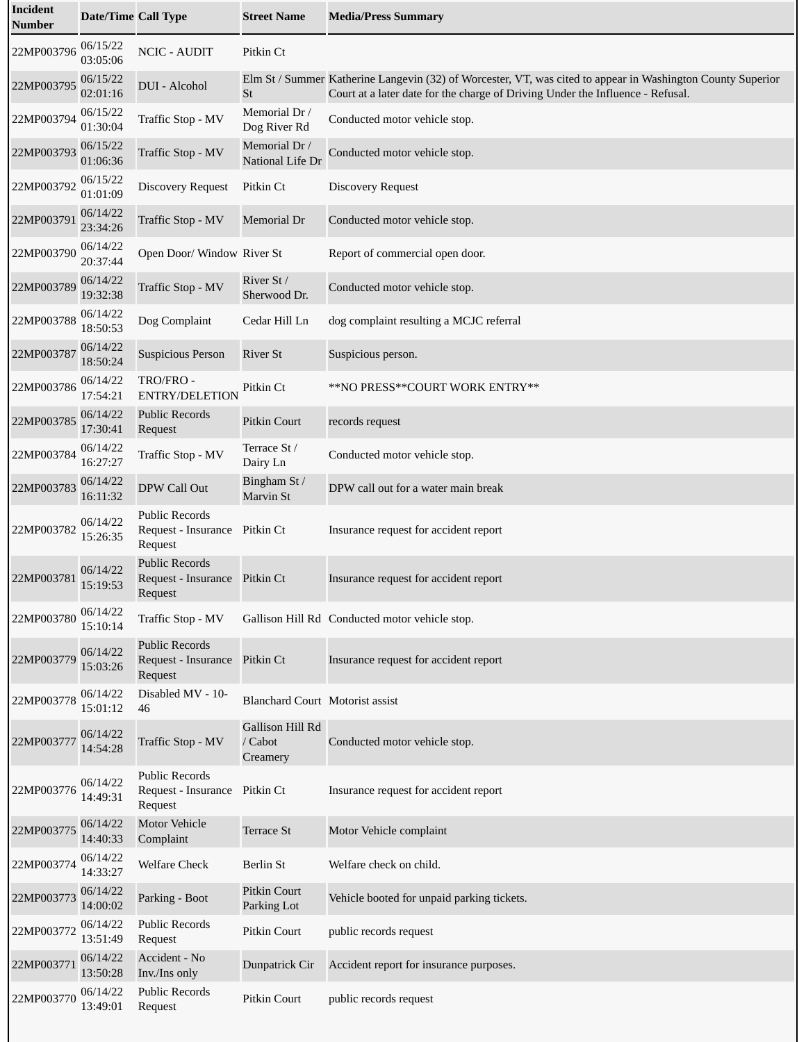| Incident Number | Date/Time | Call Type | Street Name | Media/Press Summary |
| --- | --- | --- | --- | --- |
| 22MP003796 | 06/15/22 03:05:06 | NCIC - AUDIT | Pitkin Ct | |
| 22MP003795 | 06/15/22 02:01:16 | DUI - Alcohol | Elm St / Summer St | Katherine Langevin (32) of Worcester, VT, was cited to appear in Washington County Superior Court at a later date for the charge of Driving Under the Influence - Refusal. |
| 22MP003794 | 06/15/22 01:30:04 | Traffic Stop - MV | Memorial Dr / Dog River Rd | Conducted motor vehicle stop. |
| 22MP003793 | 06/15/22 01:06:36 | Traffic Stop - MV | Memorial Dr / National Life Dr | Conducted motor vehicle stop. |
| 22MP003792 | 06/15/22 01:01:09 | Discovery Request | Pitkin Ct | Discovery Request |
| 22MP003791 | 06/14/22 23:34:26 | Traffic Stop - MV | Memorial Dr | Conducted motor vehicle stop. |
| 22MP003790 | 06/14/22 20:37:44 | Open Door/ Window | River St | Report of commercial open door. |
| 22MP003789 | 06/14/22 19:32:38 | Traffic Stop - MV | River St / Sherwood Dr. | Conducted motor vehicle stop. |
| 22MP003788 | 06/14/22 18:50:53 | Dog Complaint | Cedar Hill Ln | dog complaint resulting a MCJC referral |
| 22MP003787 | 06/14/22 18:50:24 | Suspicious Person | River St | Suspicious person. |
| 22MP003786 | 06/14/22 17:54:21 | TRO/FRO - ENTRY/DELETION | Pitkin Ct | **NO PRESS**COURT WORK ENTRY** |
| 22MP003785 | 06/14/22 17:30:41 | Public Records Request | Pitkin Court | records request |
| 22MP003784 | 06/14/22 16:27:27 | Traffic Stop - MV | Terrace St / Dairy Ln | Conducted motor vehicle stop. |
| 22MP003783 | 06/14/22 16:11:32 | DPW Call Out | Bingham St / Marvin St | DPW call out for a water main break |
| 22MP003782 | 06/14/22 15:26:35 | Public Records Request - Insurance Request | Pitkin Ct | Insurance request for accident report |
| 22MP003781 | 06/14/22 15:19:53 | Public Records Request - Insurance Request | Pitkin Ct | Insurance request for accident report |
| 22MP003780 | 06/14/22 15:10:14 | Traffic Stop - MV | Gallison Hill Rd | Conducted motor vehicle stop. |
| 22MP003779 | 06/14/22 15:03:26 | Public Records Request - Insurance Request | Pitkin Ct | Insurance request for accident report |
| 22MP003778 | 06/14/22 15:01:12 | Disabled MV - 10-46 | Blanchard Court | Motorist assist |
| 22MP003777 | 06/14/22 14:54:28 | Traffic Stop - MV | Gallison Hill Rd / Cabot Creamery | Conducted motor vehicle stop. |
| 22MP003776 | 06/14/22 14:49:31 | Public Records Request - Insurance Request | Pitkin Ct | Insurance request for accident report |
| 22MP003775 | 06/14/22 14:40:33 | Motor Vehicle Complaint | Terrace St | Motor Vehicle complaint |
| 22MP003774 | 06/14/22 14:33:27 | Welfare Check | Berlin St | Welfare check on child. |
| 22MP003773 | 06/14/22 14:00:02 | Parking - Boot | Pitkin Court Parking Lot | Vehicle booted for unpaid parking tickets. |
| 22MP003772 | 06/14/22 13:51:49 | Public Records Request | Pitkin Court | public records request |
| 22MP003771 | 06/14/22 13:50:28 | Accident - No Inv./Ins only | Dunpatrick Cir | Accident report for insurance purposes. |
| 22MP003770 | 06/14/22 13:49:01 | Public Records Request | Pitkin Court | public records request |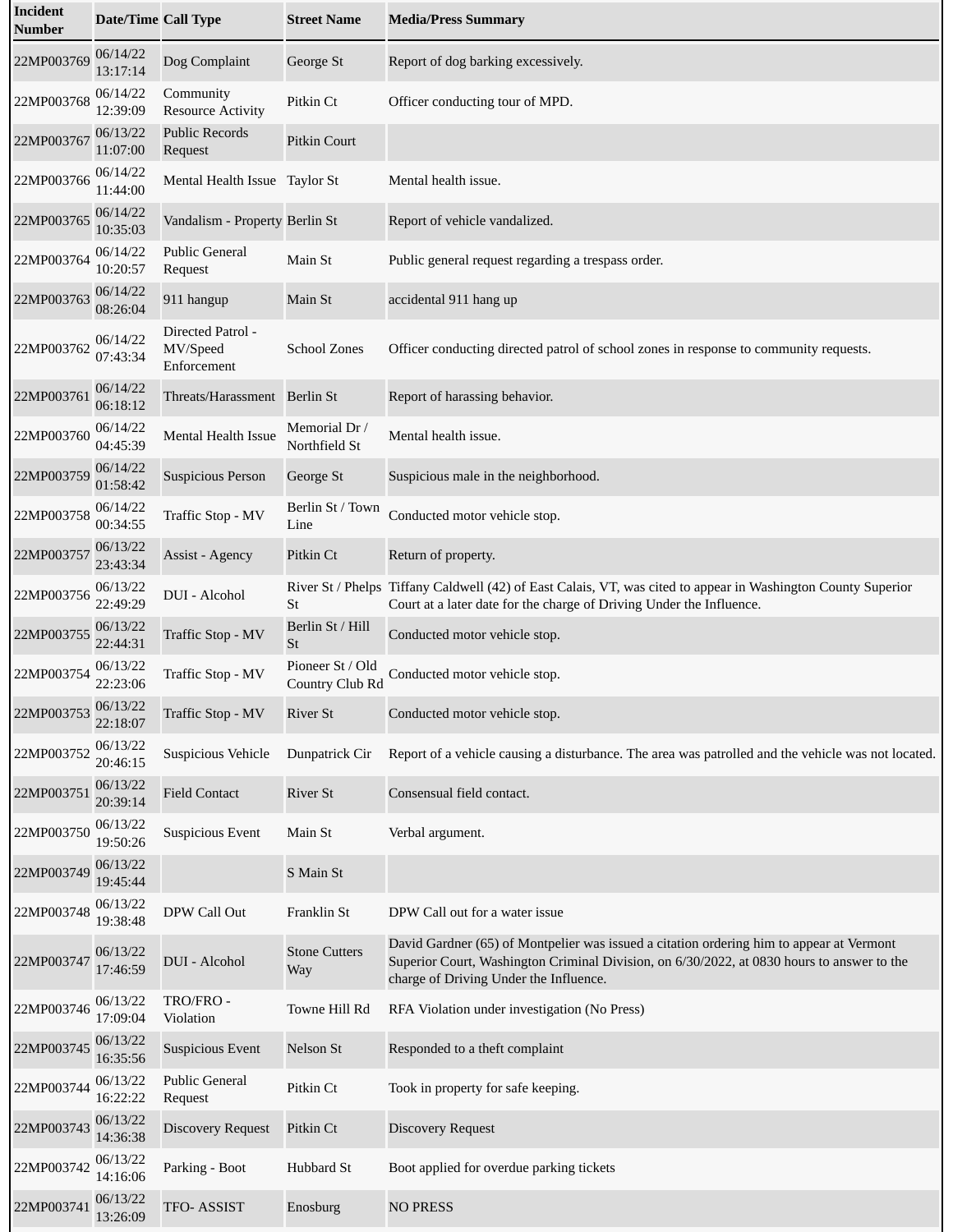| Incident Number | Date/Time | Call Type | Street Name | Media/Press Summary |
|---|---|---|---|---|
| 22MP003769 | 06/14/22 13:17:14 | Dog Complaint | George St | Report of dog barking excessively. |
| 22MP003768 | 06/14/22 12:39:09 | Community Resource Activity | Pitkin Ct | Officer conducting tour of MPD. |
| 22MP003767 | 06/13/22 11:07:00 | Public Records Request | Pitkin Court | |
| 22MP003766 | 06/14/22 11:44:00 | Mental Health Issue | Taylor St | Mental health issue. |
| 22MP003765 | 06/14/22 10:35:03 | Vandalism - Property | Berlin St | Report of vehicle vandalized. |
| 22MP003764 | 06/14/22 10:20:57 | Public General Request | Main St | Public general request regarding a trespass order. |
| 22MP003763 | 06/14/22 08:26:04 | 911 hangup | Main St | accidental 911 hang up |
| 22MP003762 | 06/14/22 07:43:34 | Directed Patrol - MV/Speed Enforcement | School Zones | Officer conducting directed patrol of school zones in response to community requests. |
| 22MP003761 | 06/14/22 06:18:12 | Threats/Harassment | Berlin St | Report of harassing behavior. |
| 22MP003760 | 06/14/22 04:45:39 | Mental Health Issue | Memorial Dr / Northfield St | Mental health issue. |
| 22MP003759 | 06/14/22 01:58:42 | Suspicious Person | George St | Suspicious male in the neighborhood. |
| 22MP003758 | 06/14/22 00:34:55 | Traffic Stop - MV | Berlin St / Town Line | Conducted motor vehicle stop. |
| 22MP003757 | 06/13/22 23:43:34 | Assist - Agency | Pitkin Ct | Return of property. |
| 22MP003756 | 06/13/22 22:49:29 | DUI - Alcohol | River St / Phelps St | Tiffany Caldwell (42) of East Calais, VT, was cited to appear in Washington County Superior Court at a later date for the charge of Driving Under the Influence. |
| 22MP003755 | 06/13/22 22:44:31 | Traffic Stop - MV | Berlin St / Hill St | Conducted motor vehicle stop. |
| 22MP003754 | 06/13/22 22:23:06 | Traffic Stop - MV | Pioneer St / Old Country Club Rd | Conducted motor vehicle stop. |
| 22MP003753 | 06/13/22 22:18:07 | Traffic Stop - MV | River St | Conducted motor vehicle stop. |
| 22MP003752 | 06/13/22 20:46:15 | Suspicious Vehicle | Dunpatrick Cir | Report of a vehicle causing a disturbance. The area was patrolled and the vehicle was not located. |
| 22MP003751 | 06/13/22 20:39:14 | Field Contact | River St | Consensual field contact. |
| 22MP003750 | 06/13/22 19:50:26 | Suspicious Event | Main St | Verbal argument. |
| 22MP003749 | 06/13/22 19:45:44 | | S Main St | |
| 22MP003748 | 06/13/22 19:38:48 | DPW Call Out | Franklin St | DPW Call out for a water issue |
| 22MP003747 | 06/13/22 17:46:59 | DUI - Alcohol | Stone Cutters Way | David Gardner (65) of Montpelier was issued a citation ordering him to appear at Vermont Superior Court, Washington Criminal Division, on 6/30/2022, at 0830 hours to answer to the charge of Driving Under the Influence. |
| 22MP003746 | 06/13/22 17:09:04 | TRO/FRO - Violation | Towne Hill Rd | RFA Violation under investigation (No Press) |
| 22MP003745 | 06/13/22 16:35:56 | Suspicious Event | Nelson St | Responded to a theft complaint |
| 22MP003744 | 06/13/22 16:22:22 | Public General Request | Pitkin Ct | Took in property for safe keeping. |
| 22MP003743 | 06/13/22 14:36:38 | Discovery Request | Pitkin Ct | Discovery Request |
| 22MP003742 | 06/13/22 14:16:06 | Parking - Boot | Hubbard St | Boot applied for overdue parking tickets |
| 22MP003741 | 06/13/22 13:26:09 | TFO- ASSIST | Enosburg | NO PRESS |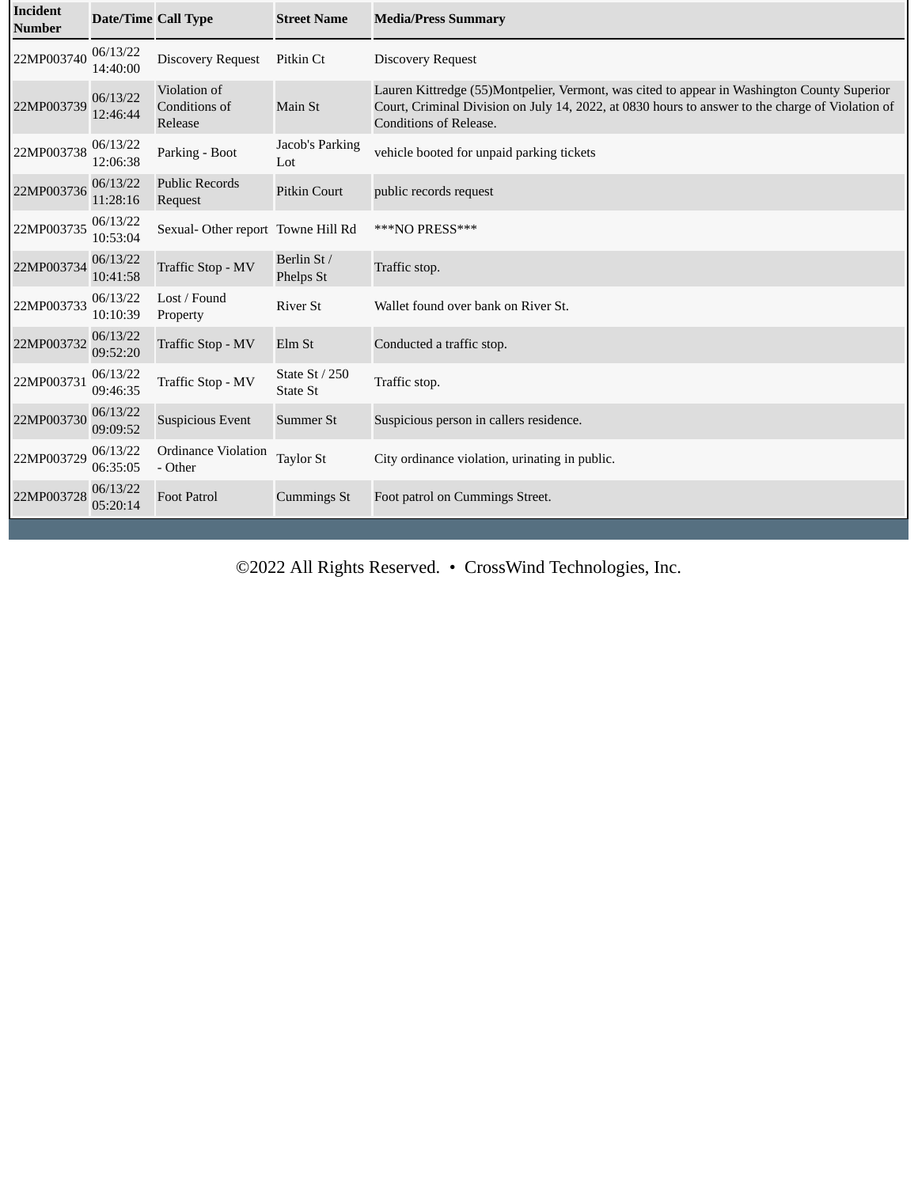| Incident Number | Date/Time | Call Type | Street Name | Media/Press Summary |
|---|---|---|---|---|
| 22MP003740 | 06/13/22 14:40:00 | Discovery Request | Pitkin Ct | Discovery Request |
| 22MP003739 | 06/13/22 12:46:44 | Violation of Conditions of Release | Main St | Lauren Kittredge (55)Montpelier, Vermont, was cited to appear in Washington County Superior Court, Criminal Division on July 14, 2022, at 0830 hours to answer to the charge of Violation of Conditions of Release. |
| 22MP003738 | 06/13/22 12:06:38 | Parking - Boot | Jacob's Parking Lot | vehicle booted for unpaid parking tickets |
| 22MP003736 | 06/13/22 11:28:16 | Public Records Request | Pitkin Court | public records request |
| 22MP003735 | 06/13/22 10:53:04 | Sexual- Other report | Towne Hill Rd | ***NO PRESS*** |
| 22MP003734 | 06/13/22 10:41:58 | Traffic Stop - MV | Berlin St / Phelps St | Traffic stop. |
| 22MP003733 | 06/13/22 10:10:39 | Lost / Found Property | River St | Wallet found over bank on River St. |
| 22MP003732 | 06/13/22 09:52:20 | Traffic Stop - MV | Elm St | Conducted a traffic stop. |
| 22MP003731 | 06/13/22 09:46:35 | Traffic Stop - MV | State St / 250 State St | Traffic stop. |
| 22MP003730 | 06/13/22 09:09:52 | Suspicious Event | Summer St | Suspicious person in callers residence. |
| 22MP003729 | 06/13/22 06:35:05 | Ordinance Violation - Other | Taylor St | City ordinance violation, urinating in public. |
| 22MP003728 | 06/13/22 05:20:14 | Foot Patrol | Cummings St | Foot patrol on Cummings Street. |

©2022 All Rights Reserved. • CrossWind Technologies, Inc.